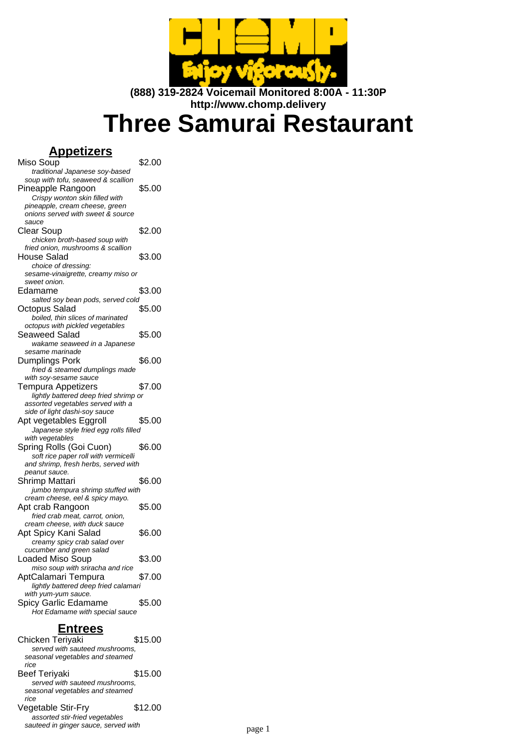**(888) 319-2824 Voicemail Monitored 8:00A - 11:30P**
**http://www.chomp.delivery**

# Three Samurai Restaurant

## Appetizers

Miso Soup $2.00
*traditional Japanese soy-based soup with tofu, seaweed & scallion*

Pineapple Rangoon $5.00
*Crispy wonton skin filled with pineapple, cream cheese, green onions served with sweet & source sauce*

Clear Soup $2.00
*chicken broth-based soup with fried onion, mushrooms & scallion*

House Salad $3.00
*choice of dressing: sesame-vinaigrette, creamy miso or sweet onion.*

Edamame $3.00
*salted soy bean pods, served cold*

Octopus Salad $5.00
*boiled, thin slices of marinated octopus with pickled vegetables*

Seaweed Salad $5.00
*wakame seaweed in a Japanese sesame marinade*

Dumplings Pork $6.00
*fried & steamed dumplings made with soy-sesame sauce*

Tempura Appetizers $7.00
*lightly battered deep fried shrimp or assorted vegetables served with a side of light dashi-soy sauce*

Apt vegetables Eggroll $5.00
*Japanese style fried egg rolls filled with vegetables*

Spring Rolls (Goi Cuon) $6.00
*soft rice paper roll with vermicelli and shrimp, fresh herbs, served with peanut sauce.*

Shrimp Mattari $6.00
*jumbo tempura shrimp stuffed with cream cheese, eel & spicy mayo.*

Apt crab Rangoon $5.00
*fried crab meat, carrot, onion, cream cheese, with duck sauce*

Apt Spicy Kani Salad $6.00
*creamy spicy crab salad over cucumber and green salad*

Loaded Miso Soup $3.00
*miso soup with sriracha and rice*

AptCalamari Tempura $7.00
*lightly battered deep fried calamari with yum-yum sauce.*

Spicy Garlic Edamame $5.00
*Hot Edamame with special sauce*

## Entrees

Chicken Teriyaki $15.00
*served with sauteed mushrooms, seasonal vegetables and steamed rice*

Beef Teriyaki $15.00
*served with sauteed mushrooms, seasonal vegetables and steamed rice*

Vegetable Stir-Fry $12.00
*assorted stir-fried vegetables sauteed in ginger sauce, served with*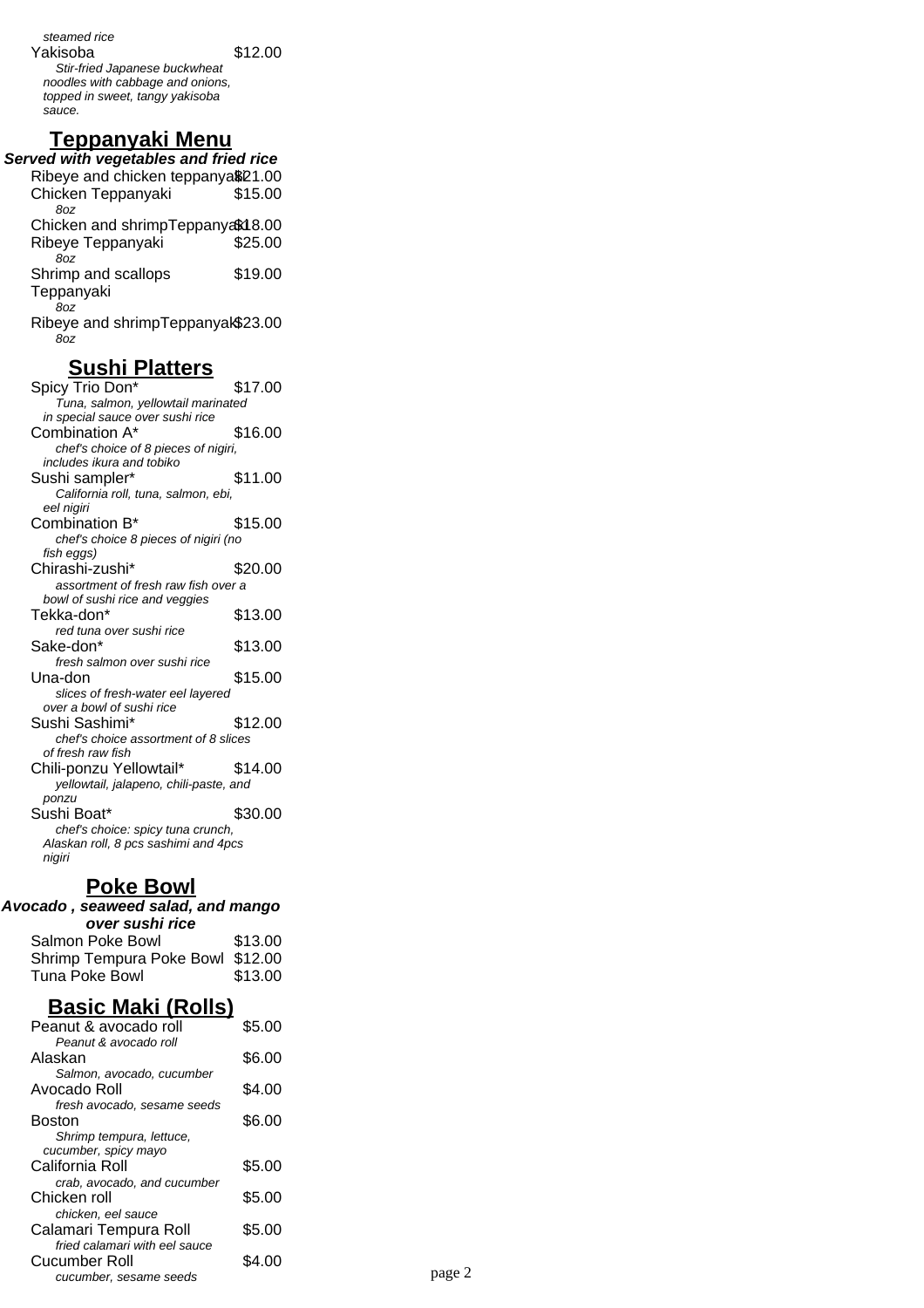*steamed rice*

Yakisoba $12.00

*Stir-fried Japanese buckwheat noodles with cabbage and onions, topped in sweet, tangy yakisoba sauce.*

## Teppanyaki Menu

***Served with vegetables and fried rice***

Ribeye and chicken teppanyaki $21.00

Chicken Teppanyaki $15.00

*8oz*

Chicken and shrimpTeppanyaki $18.00

Ribeye Teppanyaki $25.00

*8oz*

Shrimp and scallops Teppanyaki $19.00

*8oz*

Ribeye and shrimpTeppanyaki $23.00

*8oz*

## Sushi Platters

Spicy Trio Don* $17.00

*Tuna, salmon, yellowtail marinated in special sauce over sushi rice*

Combination A* $16.00

*chef's choice of 8 pieces of nigiri, includes ikura and tobiko*

Sushi sampler* $11.00

*California roll, tuna, salmon, ebi, eel nigiri*

Combination B* $15.00

*chef's choice 8 pieces of nigiri (no fish eggs)*

Chirashi-zushi* $20.00

*assortment of fresh raw fish over a bowl of sushi rice and veggies*

Tekka-don* $13.00

*red tuna over sushi rice*

Sake-don* $13.00

*fresh salmon over sushi rice*

Una-don $15.00

*slices of fresh-water eel layered over a bowl of sushi rice*

Sushi Sashimi* $12.00

*chef's choice assortment of 8 slices of fresh raw fish*

Chili-ponzu Yellowtail* $14.00

*yellowtail, jalapeno, chili-paste, and ponzu*

Sushi Boat* $30.00

*chef's choice: spicy tuna crunch, Alaskan roll, 8 pcs sashimi and 4pcs nigiri*

## Poke Bowl

***Avocado , seaweed salad, and mango over sushi rice***

Salmon Poke Bowl $13.00

Shrimp Tempura Poke Bowl $12.00

Tuna Poke Bowl $13.00

## Basic Maki (Rolls)

Peanut & avocado roll $5.00

*Peanut & avocado roll*

Alaskan $6.00

*Salmon, avocado, cucumber*

Avocado Roll $4.00

*fresh avocado, sesame seeds*

Boston $6.00

*Shrimp tempura, lettuce, cucumber, spicy mayo*

California Roll $5.00

*crab, avocado, and cucumber*

Chicken roll $5.00

*chicken, eel sauce*

Calamari Tempura Roll $5.00

*fried calamari with eel sauce*

Cucumber Roll $4.00

*cucumber, sesame seeds*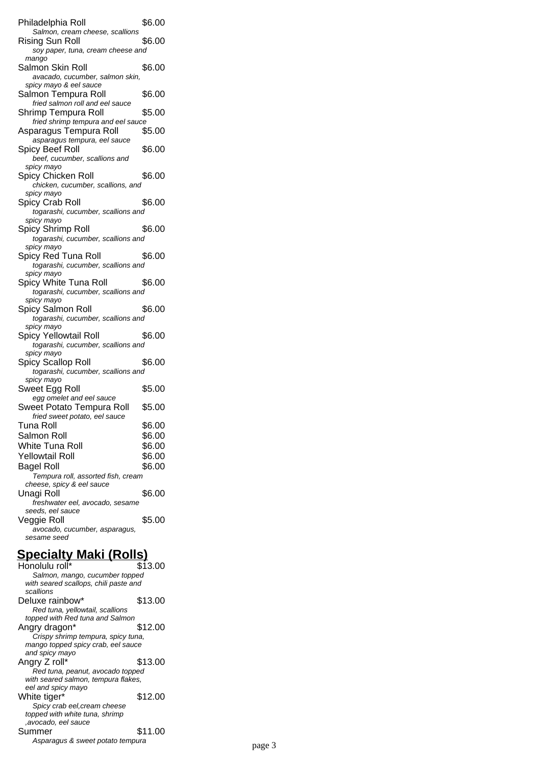Philadelphia Roll $6.00
*Salmon, cream cheese, scallions*

Rising Sun Roll $6.00
*soy paper, tuna, cream cheese and mango*

Salmon Skin Roll $6.00
*avacado, cucumber, salmon skin, spicy mayo & eel sauce*

Salmon Tempura Roll $6.00
*fried salmon roll and eel sauce*

Shrimp Tempura Roll $5.00
*fried shrimp tempura and eel sauce*

Asparagus Tempura Roll $5.00
*asparagus tempura, eel sauce*

Spicy Beef Roll $6.00
*beef, cucumber, scallions and spicy mayo*

Spicy Chicken Roll $6.00
*chicken, cucumber, scallions, and spicy mayo*

Spicy Crab Roll $6.00
*togarashi, cucumber, scallions and spicy mayo*

Spicy Shrimp Roll $6.00
*togarashi, cucumber, scallions and spicy mayo*

Spicy Red Tuna Roll $6.00
*togarashi, cucumber, scallions and spicy mayo*

Spicy White Tuna Roll $6.00
*togarashi, cucumber, scallions and spicy mayo*

Spicy Salmon Roll $6.00
*togarashi, cucumber, scallions and spicy mayo*

Spicy Yellowtail Roll $6.00
*togarashi, cucumber, scallions and spicy mayo*

Spicy Scallop Roll $6.00
*togarashi, cucumber, scallions and spicy mayo*

Sweet Egg Roll $5.00
*egg omelet and eel sauce*

Sweet Potato Tempura Roll $5.00
*fried sweet potato, eel sauce*

Tuna Roll $6.00

Salmon Roll $6.00

White Tuna Roll $6.00

Yellowtail Roll $6.00

Bagel Roll $6.00
*Tempura roll, assorted fish, cream cheese, spicy & eel sauce*

Unagi Roll $6.00
*freshwater eel, avocado, sesame seeds, eel sauce*

Veggie Roll $5.00
*avocado, cucumber, asparagus, sesame seed*

## Specialty Maki (Rolls)

Honolulu roll* $13.00
*Salmon, mango, cucumber topped with seared scallops, chili paste and scallions*

Deluxe rainbow* $13.00
*Red tuna, yellowtail, scallions topped with Red tuna and Salmon*

Angry dragon* $12.00
*Crispy shrimp tempura, spicy tuna, mango topped spicy crab, eel sauce and spicy mayo*

Angry Z roll* $13.00
*Red tuna, peanut, avocado topped with seared salmon, tempura flakes, eel and spicy mayo*

White tiger* $12.00
*Spicy crab eel,cream cheese topped with white tuna, shrimp ,avocado, eel sauce*

Summer $11.00
*Asparagus & sweet potato tempura*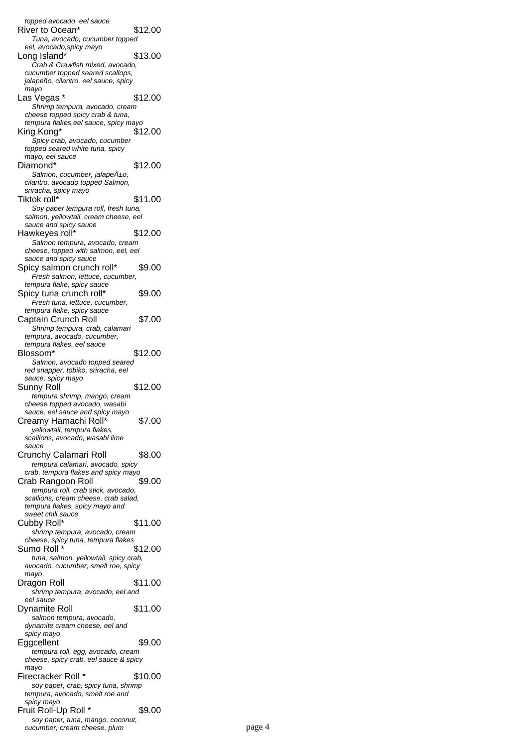*topped avocado, eel sauce*

River to Ocean* $12.00
*Tuna, avocado, cucumber topped eel, avocado,spicy mayo*

Long Island* $13.00
*Crab & Crawfish mixed, avocado, cucumber topped seared scallops, jalapeño, cilantro, eel sauce, spicy mayo*

Las Vegas * $12.00
*Shrimp tempura, avocado, cream cheese topped spicy crab & tuna, tempura flakes,eel sauce, spicy mayo*

King Kong* $12.00
*Spicy crab, avocado, cucumber topped seared white tuna, spicy mayo, eel sauce*

Diamond* $12.00
*Salmon, cucumber, jalapeÃ±o, cilantro, avocado topped Salmon, sriracha, spicy mayo*

Tiktok roll* $11.00
*Soy paper tempura roll, fresh tuna, salmon, yellowtail, cream cheese, eel sauce and spicy sauce*

Hawkeyes roll* $12.00
*Salmon tempura, avocado, cream cheese, topped with salmon, eel, eel sauce and spicy sauce*

Spicy salmon crunch roll* $9.00
*Fresh salmon, lettuce, cucumber, tempura flake, spicy sauce*

Spicy tuna crunch roll* $9.00
*Fresh tuna, lettuce, cucumber, tempura flake, spicy sauce*

Captain Crunch Roll $7.00
*Shrimp tempura, crab, calamari tempura, avocado, cucumber, tempura flakes, eel sauce*

Blossom* $12.00
*Salmon, avocado topped seared red snapper, tobiko, sriracha, eel sauce, spicy mayo*

Sunny Roll $12.00
*tempura shrimp, mango, cream cheese topped avocado, wasabi sauce, eel sauce and spicy mayo*

Creamy Hamachi Roll* $7.00
*yellowtail, tempura flakes, scallions, avocado, wasabi lime sauce*

Crunchy Calamari Roll $8.00
*tempura calamari, avocado, spicy crab, tempura flakes and spicy mayo*

Crab Rangoon Roll $9.00
*tempura roll, crab stick, avocado, scallions, cream cheese, crab salad, tempura flakes, spicy mayo and sweet chili sauce*

Cubby Roll* $11.00
*shrimp tempura, avocado, cream cheese, spicy tuna, tempura flakes*

Sumo Roll * $12.00
*tuna, salmon, yellowtail, spicy crab, avocado, cucumber, smelt roe, spicy mayo*

Dragon Roll $11.00
*shrimp tempura, avocado, eel and eel sauce*

Dynamite Roll $11.00
*salmon tempura, avocado, dynamite cream cheese, eel and spicy mayo*

Eggcellent $9.00
*tempura roll, egg, avocado, cream cheese, spicy crab, eel sauce & spicy mayo*

Firecracker Roll * $10.00
*soy paper, crab, spicy tuna, shrimp tempura, avocado, smelt roe and spicy mayo*

Fruit Roll-Up Roll * $9.00
*soy paper, tuna, mango, coconut, cucumber, cream cheese, plum*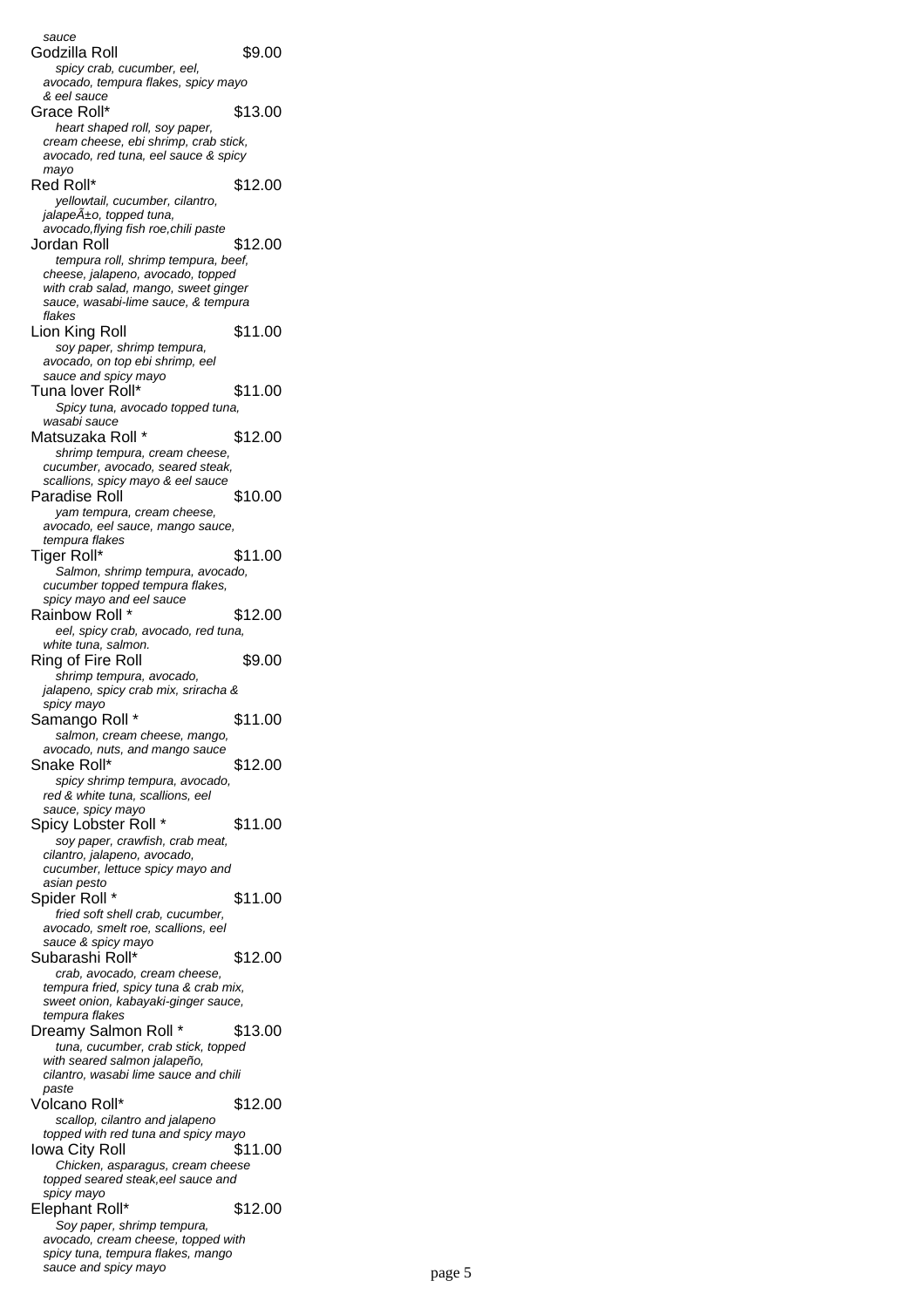sauce

**Godzilla Roll** $9.00
*spicy crab, cucumber, eel, avocado, tempura flakes, spicy mayo & eel sauce*

**Grace Roll*** $13.00
*heart shaped roll, soy paper, cream cheese, ebi shrimp, crab stick, avocado, red tuna, eel sauce & spicy mayo*

**Red Roll*** $12.00
*yellowtail, cucumber, cilantro, jalapeÃ±o, topped tuna, avocado,flying fish roe,chili paste*

**Jordan Roll** $12.00
*tempura roll, shrimp tempura, beef, cheese, jalapeno, avocado, topped with crab salad, mango, sweet ginger sauce, wasabi-lime sauce, & tempura flakes*

**Lion King Roll** $11.00
*soy paper, shrimp tempura, avocado, on top ebi shrimp, eel sauce and spicy mayo*

**Tuna lover Roll*** $11.00
*Spicy tuna, avocado topped tuna, wasabi sauce*

**Matsuzaka Roll *** $12.00
*shrimp tempura, cream cheese, cucumber, avocado, seared steak, scallions, spicy mayo & eel sauce*

**Paradise Roll** $10.00
*yam tempura, cream cheese, avocado, eel sauce, mango sauce, tempura flakes*

**Tiger Roll*** $11.00
*Salmon, shrimp tempura, avocado, cucumber topped tempura flakes, spicy mayo and eel sauce*

**Rainbow Roll *** $12.00
*eel, spicy crab, avocado, red tuna, white tuna, salmon.*

**Ring of Fire Roll** $9.00
*shrimp tempura, avocado, jalapeno, spicy crab mix, sriracha & spicy mayo*

**Samango Roll *** $11.00
*salmon, cream cheese, mango, avocado, nuts, and mango sauce*

**Snake Roll*** $12.00
*spicy shrimp tempura, avocado, red & white tuna, scallions, eel sauce, spicy mayo*

**Spicy Lobster Roll *** $11.00
*soy paper, crawfish, crab meat, cilantro, jalapeno, avocado, cucumber, lettuce spicy mayo and asian pesto*

**Spider Roll *** $11.00
*fried soft shell crab, cucumber, avocado, smelt roe, scallions, eel sauce & spicy mayo*

**Subarashi Roll*** $12.00
*crab, avocado, cream cheese, tempura fried, spicy tuna & crab mix, sweet onion, kabayaki-ginger sauce, tempura flakes*

**Dreamy Salmon Roll *** $13.00
*tuna, cucumber, crab stick, topped with seared salmon jalapeño, cilantro, wasabi lime sauce and chili paste*

**Volcano Roll*** $12.00
*scallop, cilantro and jalapeno topped with red tuna and spicy mayo*

**Iowa City Roll** $11.00
*Chicken, asparagus, cream cheese topped seared steak,eel sauce and spicy mayo*

**Elephant Roll*** $12.00
*Soy paper, shrimp tempura, avocado, cream cheese, topped with spicy tuna, tempura flakes, mango sauce and spicy mayo*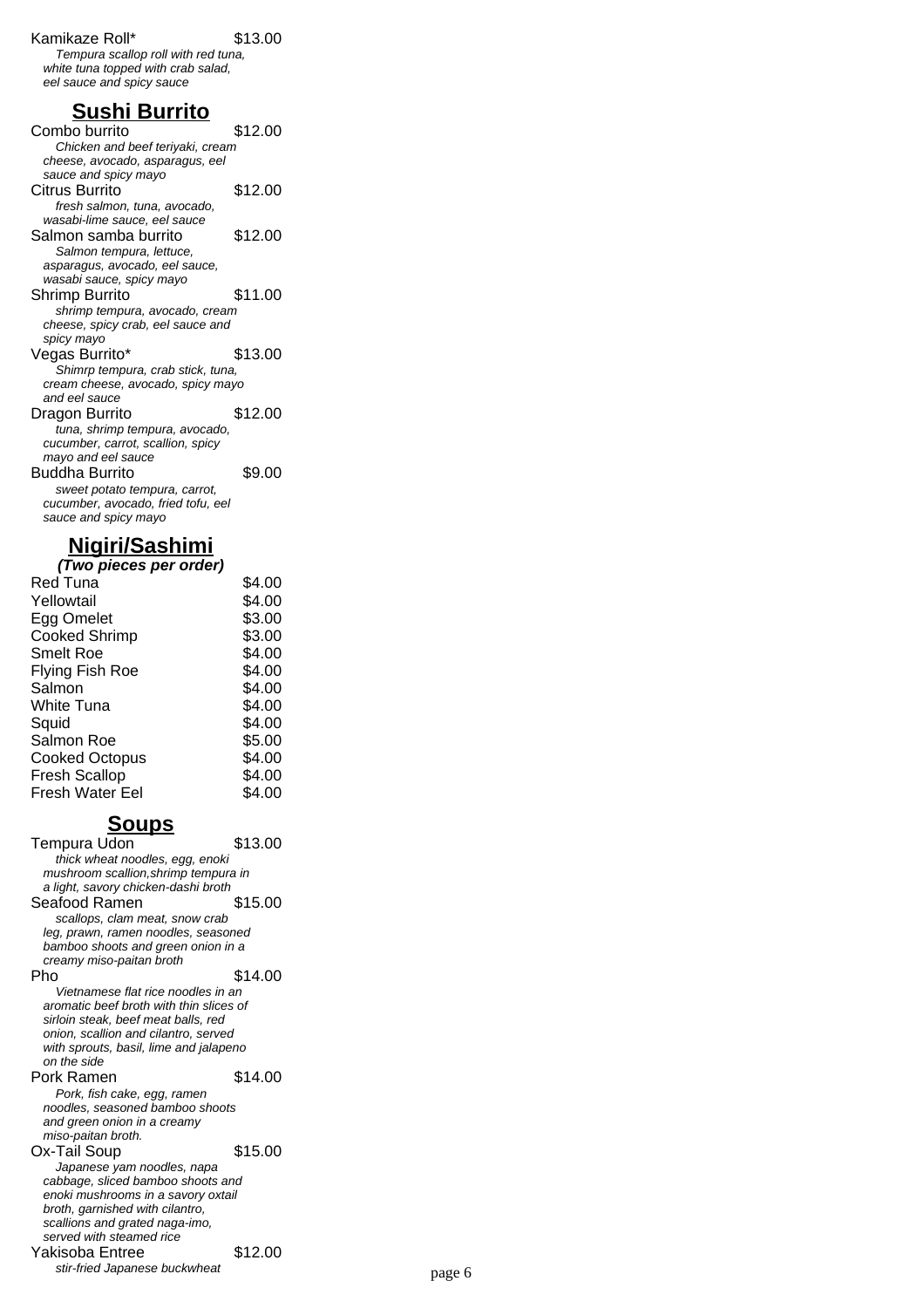Kamikaze Roll* $13.00

*Tempura scallop roll with red tuna, white tuna topped with crab salad, eel sauce and spicy sauce*

## Sushi Burrito

Combo burrito $12.00

*Chicken and beef teriyaki, cream cheese, avocado, asparagus, eel sauce and spicy mayo*

Citrus Burrito $12.00

*fresh salmon, tuna, avocado, wasabi-lime sauce, eel sauce*

Salmon samba burrito $12.00

*Salmon tempura, lettuce, asparagus, avocado, eel sauce, wasabi sauce, spicy mayo*

Shrimp Burrito $11.00

*shrimp tempura, avocado, cream cheese, spicy crab, eel sauce and spicy mayo*

Vegas Burrito* $13.00

*Shimrp tempura, crab stick, tuna, cream cheese, avocado, spicy mayo and eel sauce*

Dragon Burrito $12.00

*tuna, shrimp tempura, avocado, cucumber, carrot, scallion, spicy mayo and eel sauce*

Buddha Burrito $9.00

*sweet potato tempura, carrot, cucumber, avocado, fried tofu, eel sauce and spicy mayo*

## Nigiri/Sashimi

***(Two pieces per order)***

| Item | Price |
|---|---|
| Red Tuna | $4.00 |
| Yellowtail | $4.00 |
| Egg Omelet | $3.00 |
| Cooked Shrimp | $3.00 |
| Smelt Roe | $4.00 |
| Flying Fish Roe | $4.00 |
| Salmon | $4.00 |
| White Tuna | $4.00 |
| Squid | $4.00 |
| Salmon Roe | $5.00 |
| Cooked Octopus | $4.00 |
| Fresh Scallop | $4.00 |
| Fresh Water Eel | $4.00 |

## Soups

Tempura Udon $13.00

*thick wheat noodles, egg, enoki mushroom scallion,shrimp tempura in a light, savory chicken-dashi broth*

Seafood Ramen $15.00

*scallops, clam meat, snow crab leg, prawn, ramen noodles, seasoned bamboo shoots and green onion in a creamy miso-paitan broth*

Pho $14.00

*Vietnamese flat rice noodles in an aromatic beef broth with thin slices of sirloin steak, beef meat balls, red onion, scallion and cilantro, served with sprouts, basil, lime and jalapeno on the side*

Pork Ramen $14.00

*Pork, fish cake, egg, ramen noodles, seasoned bamboo shoots and green onion in a creamy miso-paitan broth.*

Ox-Tail Soup $15.00

*Japanese yam noodles, napa cabbage, sliced bamboo shoots and enoki mushrooms in a savory oxtail broth, garnished with cilantro, scallions and grated naga-imo, served with steamed rice*

Yakisoba Entree $12.00

*stir-fried Japanese buckwheat*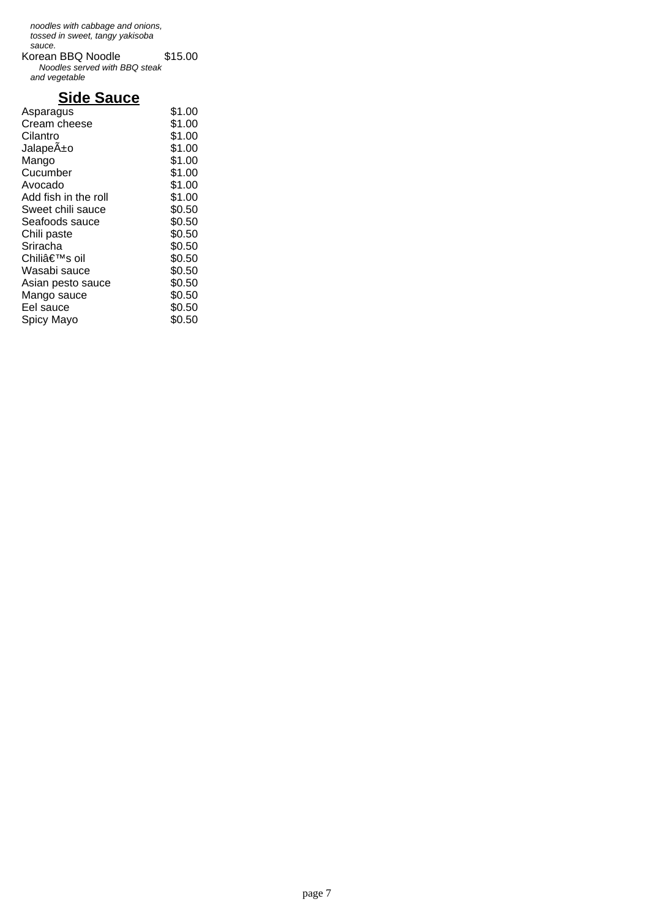*noodles with cabbage and onions, tossed in sweet, tangy yakisoba sauce.*

Korean BBQ Noodle $15.00

*Noodles served with BBQ steak and vegetable*

## Side Sauce

| | |
|---|---|
| Asparagus | $1.00 |
| Cream cheese | $1.00 |
| Cilantro | $1.00 |
| JalapeÃ±o | $1.00 |
| Mango | $1.00 |
| Cucumber | $1.00 |
| Avocado | $1.00 |
| Add fish in the roll | $1.00 |
| Sweet chili sauce | $0.50 |
| Seafoods sauce | $0.50 |
| Chili paste | $0.50 |
| Sriracha | $0.50 |
| Chiliâ€™s oil | $0.50 |
| Wasabi sauce | $0.50 |
| Asian pesto sauce | $0.50 |
| Mango sauce | $0.50 |
| Eel sauce | $0.50 |
| Spicy Mayo | $0.50 |